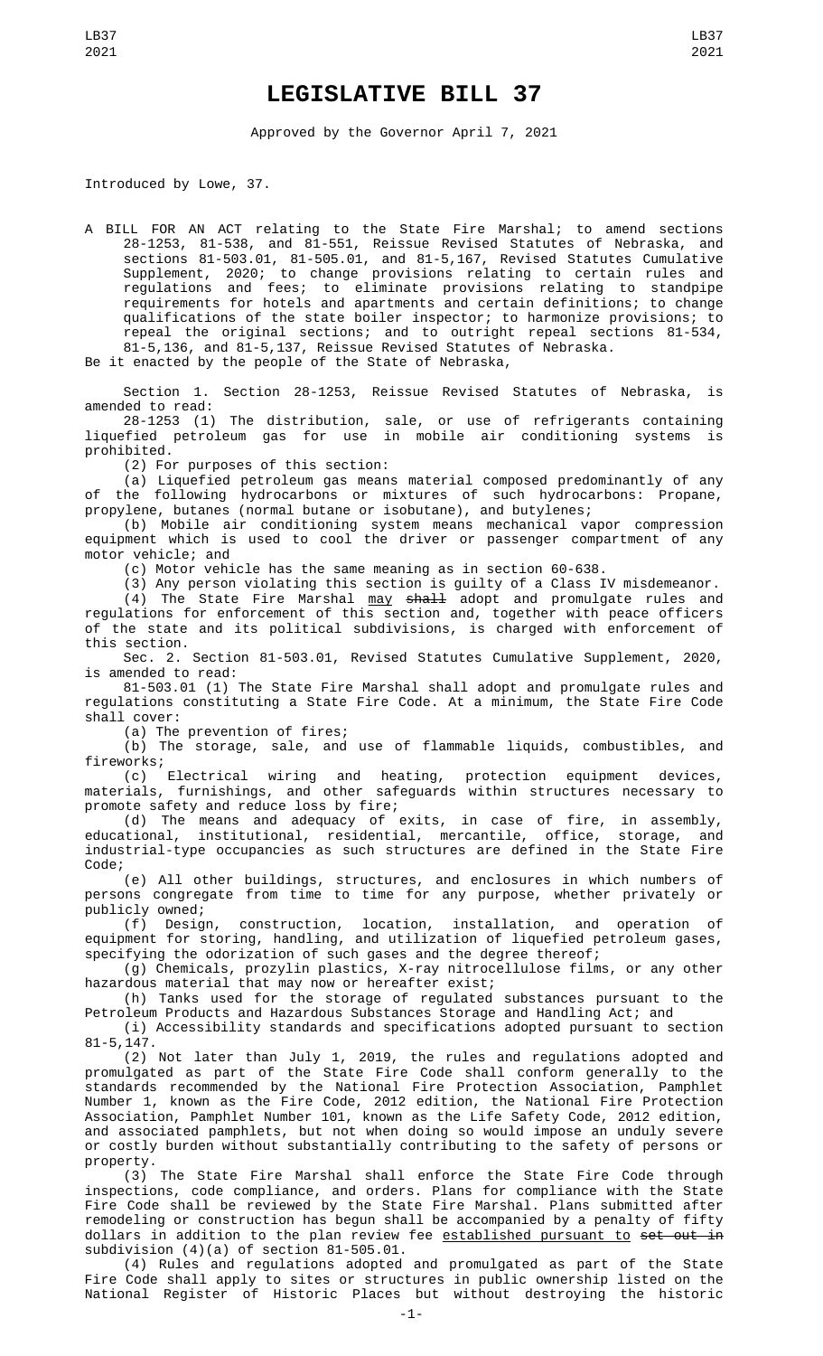# LEGISLATIVE BILL 37

Approved by the Governor April 7, 2021

Introduced by Lowe, 37.

A BILL FOR AN ACT relating to the State Fire Marshal; to amend sections 28-1253, 81-538, and 81-551, Reissue Revised Statutes of Nebraska, and sections 81-503.01, 81-505.01, and 81-5,167, Revised Statutes Cumulative Supplement, 2020; to change provisions relating to certain rules and regulations and fees; to eliminate provisions relating to standpipe requirements for hotels and apartments and certain definitions; to change qualifications of the state boiler inspector; to harmonize provisions; to repeal the original sections; and to outright repeal sections 81-534, 81-5,136, and 81-5,137, Reissue Revised Statutes of Nebraska.

Be it enacted by the people of the State of Nebraska,

Section 1. Section 28-1253, Reissue Revised Statutes of Nebraska, is amended to read:

28-1253 (1) The distribution, sale, or use of refrigerants containing liquefied petroleum gas for use in mobile air conditioning systems is prohibited.

(2) For purposes of this section:

(a) Liquefied petroleum gas means material composed predominantly of any of the following hydrocarbons or mixtures of such hydrocarbons: Propane, propylene, butanes (normal butane or isobutane), and butylenes;

(b) Mobile air conditioning system means mechanical vapor compression equipment which is used to cool the driver or passenger compartment of any motor vehicle; and

(c) Motor vehicle has the same meaning as in section 60-638.

(3) Any person violating this section is guilty of a Class IV misdemeanor.

(4) The State Fire Marshal <u>may</u> ~~shall~~ adopt and promulgate rules and regulations for enforcement of this section and, together with peace officers of the state and its political subdivisions, is charged with enforcement of this section.

Sec. 2. Section 81-503.01, Revised Statutes Cumulative Supplement, 2020, is amended to read:

81-503.01 (1) The State Fire Marshal shall adopt and promulgate rules and regulations constituting a State Fire Code. At a minimum, the State Fire Code shall cover:

(a) The prevention of fires;

(b) The storage, sale, and use of flammable liquids, combustibles, and fireworks;

(c) Electrical wiring and heating, protection equipment devices, materials, furnishings, and other safeguards within structures necessary to promote safety and reduce loss by fire;

(d) The means and adequacy of exits, in case of fire, in assembly, educational, institutional, residential, mercantile, office, storage, and industrial-type occupancies as such structures are defined in the State Fire Code;

(e) All other buildings, structures, and enclosures in which numbers of persons congregate from time to time for any purpose, whether privately or publicly owned;

(f) Design, construction, location, installation, and operation of equipment for storing, handling, and utilization of liquefied petroleum gases, specifying the odorization of such gases and the degree thereof;

(g) Chemicals, prozylin plastics, X-ray nitrocellulose films, or any other hazardous material that may now or hereafter exist;

(h) Tanks used for the storage of regulated substances pursuant to the Petroleum Products and Hazardous Substances Storage and Handling Act; and

(i) Accessibility standards and specifications adopted pursuant to section 81-5,147.

(2) Not later than July 1, 2019, the rules and regulations adopted and promulgated as part of the State Fire Code shall conform generally to the standards recommended by the National Fire Protection Association, Pamphlet Number 1, known as the Fire Code, 2012 edition, the National Fire Protection Association, Pamphlet Number 101, known as the Life Safety Code, 2012 edition, and associated pamphlets, but not when doing so would impose an unduly severe or costly burden without substantially contributing to the safety of persons or property.

(3) The State Fire Marshal shall enforce the State Fire Code through inspections, code compliance, and orders. Plans for compliance with the State Fire Code shall be reviewed by the State Fire Marshal. Plans submitted after remodeling or construction has begun shall be accompanied by a penalty of fifty dollars in addition to the plan review fee <u>established pursuant to</u> ~~set out in~~ subdivision (4)(a) of section 81-505.01.

(4) Rules and regulations adopted and promulgated as part of the State Fire Code shall apply to sites or structures in public ownership listed on the National Register of Historic Places but without destroying the historic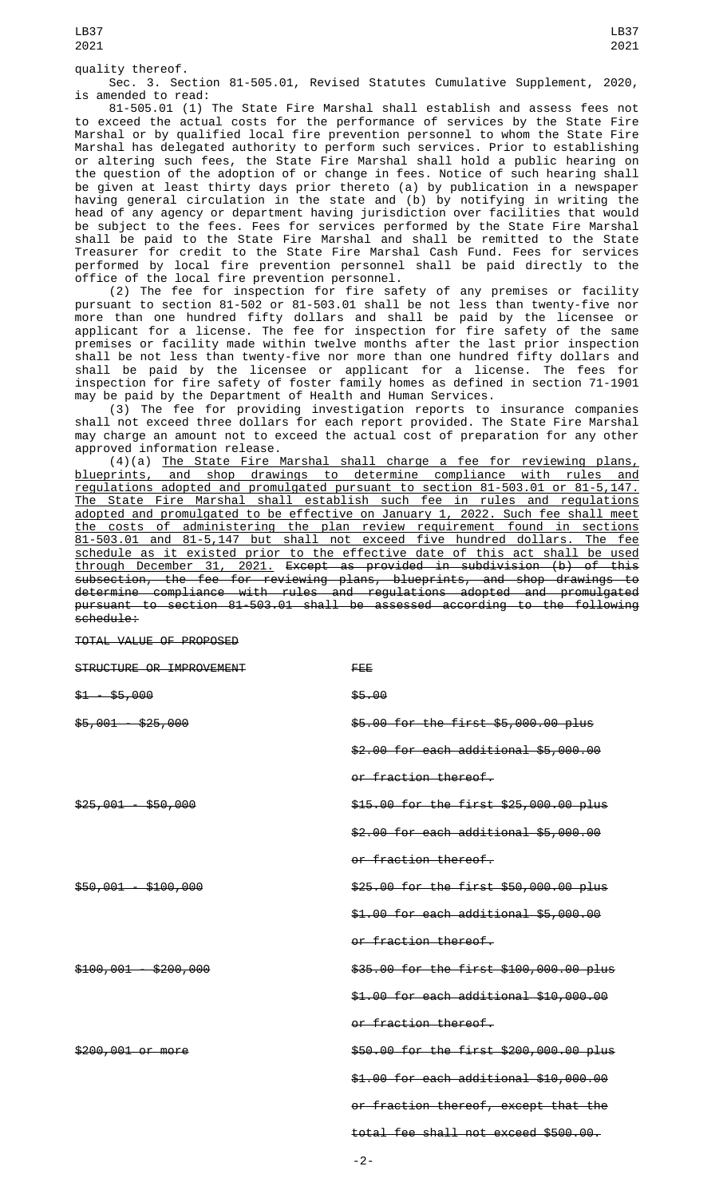quality thereof.

Sec. 3. Section 81-505.01, Revised Statutes Cumulative Supplement, 2020, is amended to read:

81-505.01 (1) The State Fire Marshal shall establish and assess fees not to exceed the actual costs for the performance of services by the State Fire Marshal or by qualified local fire prevention personnel to whom the State Fire Marshal has delegated authority to perform such services. Prior to establishing or altering such fees, the State Fire Marshal shall hold a public hearing on the question of the adoption of or change in fees. Notice of such hearing shall be given at least thirty days prior thereto (a) by publication in a newspaper having general circulation in the state and (b) by notifying in writing the head of any agency or department having jurisdiction over facilities that would be subject to the fees. Fees for services performed by the State Fire Marshal shall be paid to the State Fire Marshal and shall be remitted to the State Treasurer for credit to the State Fire Marshal Cash Fund. Fees for services performed by local fire prevention personnel shall be paid directly to the office of the local fire prevention personnel.

(2) The fee for inspection for fire safety of any premises or facility pursuant to section 81-502 or 81-503.01 shall be not less than twenty-five nor more than one hundred fifty dollars and shall be paid by the licensee or applicant for a license. The fee for inspection for fire safety of the same premises or facility made within twelve months after the last prior inspection shall be not less than twenty-five nor more than one hundred fifty dollars and shall be paid by the licensee or applicant for a license. The fees for inspection for fire safety of foster family homes as defined in section 71-1901 may be paid by the Department of Health and Human Services.

(3) The fee for providing investigation reports to insurance companies shall not exceed three dollars for each report provided. The State Fire Marshal may charge an amount not to exceed the actual cost of preparation for any other approved information release.

(4)(a) The State Fire Marshal shall charge a fee for reviewing plans, blueprints, and shop drawings to determine compliance with rules and regulations adopted and promulgated pursuant to section 81-503.01 or 81-5,147. The State Fire Marshal shall establish such fee in rules and regulations adopted and promulgated to be effective on January 1, 2022. Such fee shall meet the costs of administering the plan review requirement found in sections 81-503.01 and 81-5,147 but shall not exceed five hundred dollars. The fee schedule as it existed prior to the effective date of this act shall be used through December 31, 2021. ~~Except as provided in subdivision (b) of this subsection, the fee for reviewing plans, blueprints, and shop drawings to determine compliance with rules and regulations adopted and promulgated pursuant to section 81-503.01 shall be assessed according to the following schedule:~~

| ~~TOTAL VALUE OF PROPOSED STRUCTURE OR IMPROVEMENT~~ | ~~FEE~~ |
|---|---|
| ~~$1 - $5,000~~ | ~~$5.00~~ |
| ~~$5,001 - $25,000~~ | ~~$5.00 for the first $5,000.00 plus $2.00 for each additional $5,000.00 or fraction thereof.~~ |
| ~~$25,001 - $50,000~~ | ~~$15.00 for the first $25,000.00 plus $2.00 for each additional $5,000.00 or fraction thereof.~~ |
| ~~$50,001 - $100,000~~ | ~~$25.00 for the first $50,000.00 plus $1.00 for each additional $5,000.00 or fraction thereof.~~ |
| ~~$100,001 - $200,000~~ | ~~$35.00 for the first $100,000.00 plus $1.00 for each additional $10,000.00 or fraction thereof.~~ |
| ~~$200,001 or more~~ | ~~$50.00 for the first $200,000.00 plus $1.00 for each additional $10,000.00 or fraction thereof, except that the total fee shall not exceed $500.00.~~ |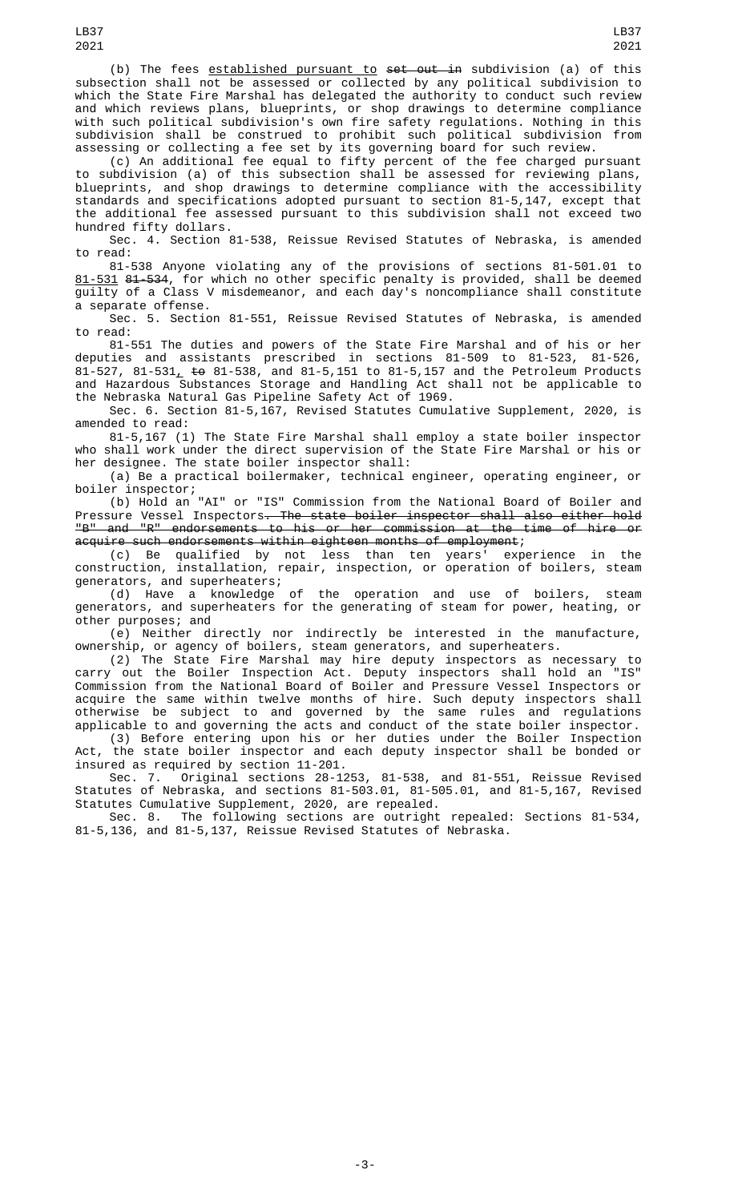(b) The fees established pursuant to ~~set out in~~ subdivision (a) of this subsection shall not be assessed or collected by any political subdivision to which the State Fire Marshal has delegated the authority to conduct such review and which reviews plans, blueprints, or shop drawings to determine compliance with such political subdivision's own fire safety regulations. Nothing in this subdivision shall be construed to prohibit such political subdivision from assessing or collecting a fee set by its governing board for such review.

(c) An additional fee equal to fifty percent of the fee charged pursuant to subdivision (a) of this subsection shall be assessed for reviewing plans, blueprints, and shop drawings to determine compliance with the accessibility standards and specifications adopted pursuant to section 81-5,147, except that the additional fee assessed pursuant to this subdivision shall not exceed two hundred fifty dollars.

Sec. 4. Section 81-538, Reissue Revised Statutes of Nebraska, is amended to read:

81-538 Anyone violating any of the provisions of sections 81-501.01 to 81-531 ~~81-534~~, for which no other specific penalty is provided, shall be deemed guilty of a Class V misdemeanor, and each day's noncompliance shall constitute a separate offense.

Sec. 5. Section 81-551, Reissue Revised Statutes of Nebraska, is amended to read:

81-551 The duties and powers of the State Fire Marshal and of his or her deputies and assistants prescribed in sections 81-509 to 81-523, 81-526, 81-527, 81-531, ~~to~~ 81-538, and 81-5,151 to 81-5,157 and the Petroleum Products and Hazardous Substances Storage and Handling Act shall not be applicable to the Nebraska Natural Gas Pipeline Safety Act of 1969.

Sec. 6. Section 81-5,167, Revised Statutes Cumulative Supplement, 2020, is amended to read:

81-5,167 (1) The State Fire Marshal shall employ a state boiler inspector who shall work under the direct supervision of the State Fire Marshal or his or her designee. The state boiler inspector shall:

(a) Be a practical boilermaker, technical engineer, operating engineer, or boiler inspector;

(b) Hold an "AI" or "IS" Commission from the National Board of Boiler and Pressure Vessel Inspectors~~. The state boiler inspector shall also either hold "B" and "R" endorsements to his or her commission at the time of hire or acquire such endorsements within eighteen months of employment~~;

(c) Be qualified by not less than ten years' experience in the construction, installation, repair, inspection, or operation of boilers, steam generators, and superheaters;

(d) Have a knowledge of the operation and use of boilers, steam generators, and superheaters for the generating of steam for power, heating, or other purposes; and

(e) Neither directly nor indirectly be interested in the manufacture, ownership, or agency of boilers, steam generators, and superheaters.

(2) The State Fire Marshal may hire deputy inspectors as necessary to carry out the Boiler Inspection Act. Deputy inspectors shall hold an "IS" Commission from the National Board of Boiler and Pressure Vessel Inspectors or acquire the same within twelve months of hire. Such deputy inspectors shall otherwise be subject to and governed by the same rules and regulations applicable to and governing the acts and conduct of the state boiler inspector.

(3) Before entering upon his or her duties under the Boiler Inspection Act, the state boiler inspector and each deputy inspector shall be bonded or insured as required by section 11-201.

Sec. 7. Original sections 28-1253, 81-538, and 81-551, Reissue Revised Statutes of Nebraska, and sections 81-503.01, 81-505.01, and 81-5,167, Revised Statutes Cumulative Supplement, 2020, are repealed.

Sec. 8. The following sections are outright repealed: Sections 81-534, 81-5,136, and 81-5,137, Reissue Revised Statutes of Nebraska.